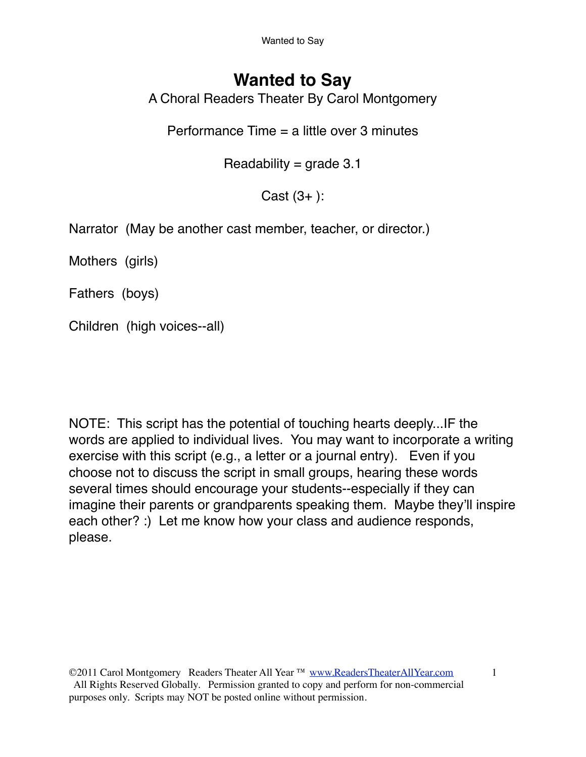# Wanted to Say

A Choral Readers Theater By Carol Montgomery

Performance Time = a little over 3 minutes

Readability = grade 3.1

Cast (3+ ):

Narrator (May be another cast member, teacher, or director.)

Mothers (girls)

Fathers (boys)

Children (high voices--all)

NOTE: This script has the potential of touching hearts deeply...IF the words are applied to individual lives. You may want to incorporate a writing exercise with this script (e.g., a letter or a journal entry). Even if you choose not to discuss the script in small groups, hearing these words several times should encourage your students--especially if they can imagine their parents or grandparents speaking them. Maybe they'll inspire each other? :) Let me know how your class and audience responds, please.

©2011 Carol Montgomery Readers Theater All Year ™ www.ReadersTheaterAllYear.com All Rights Reserved Globally. Permission granted to copy and perform for non-commercial purposes only. Scripts may NOT be posted online without permission.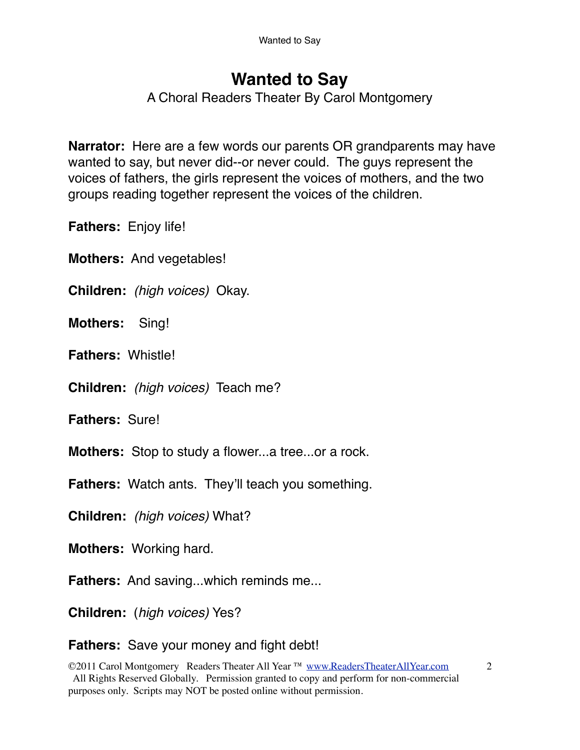# Wanted to Say

A Choral Readers Theater By Carol Montgomery

**Narrator:** Here are a few words our parents OR grandparents may have wanted to say, but never did--or never could. The guys represent the voices of fathers, the girls represent the voices of mothers, and the two groups reading together represent the voices of the children.

**Fathers:** Enjoy life!

**Mothers:** And vegetables!

**Children:** *(high voices)* Okay.

**Mothers:** Sing!

**Fathers:** Whistle!

**Children:** *(high voices)* Teach me?

**Fathers:** Sure!

**Mothers:** Stop to study a flower...a tree...or a rock.

**Fathers:** Watch ants. They'll teach you something.

**Children:** *(high voices)* What?

**Mothers:** Working hard.

**Fathers:** And saving...which reminds me...

**Children:** (*high voices)* Yes?

**Fathers:** Save your money and fight debt!

©2011 Carol Montgomery Readers Theater All Year ™ www.ReadersTheaterAllYear.com All Rights Reserved Globally. Permission granted to copy and perform for non-commercial purposes only. Scripts may NOT be posted online without permission.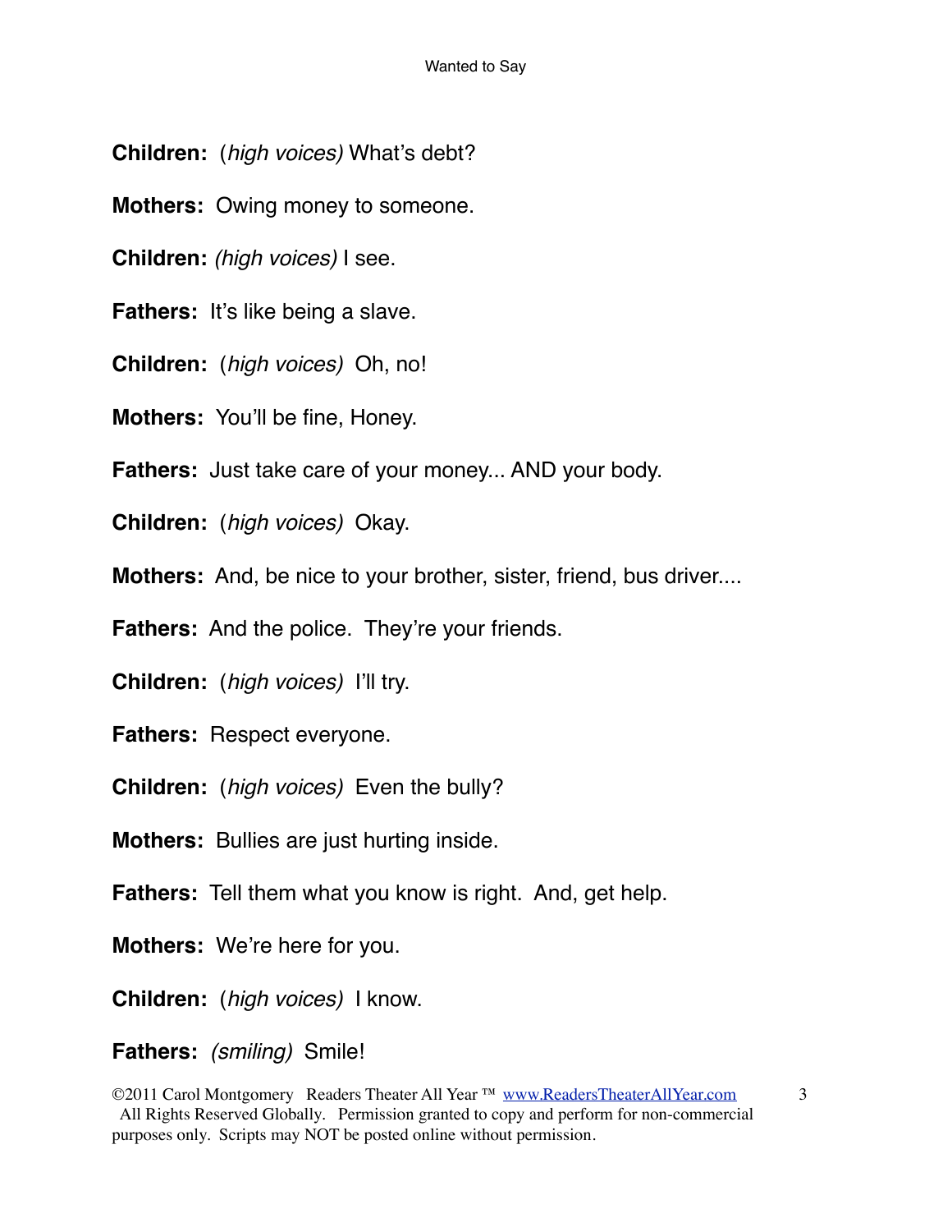**Children:** (*high voices)* What's debt?

**Mothers:** Owing money to someone.

**Children:** *(high voices)* I see.

**Fathers:** It's like being a slave.

**Children:** (*high voices)* Oh, no!

**Mothers:** You'll be fine, Honey.

**Fathers:** Just take care of your money... AND your body.

**Children:** (*high voices)* Okay.

**Mothers:** And, be nice to your brother, sister, friend, bus driver....

**Fathers:** And the police. They're your friends.

**Children:** (*high voices)* I'll try.

**Fathers:** Respect everyone.

**Children:** (*high voices)* Even the bully?

**Mothers:** Bullies are just hurting inside.

**Fathers:** Tell them what you know is right. And, get help.

**Mothers:** We're here for you.

**Children:** (*high voices)* I know.

**Fathers:** *(smiling)* Smile!

©2011 Carol Montgomery Readers Theater All Year ™ www.ReadersTheaterAllYear.com All Rights Reserved Globally. Permission granted to copy and perform for non-commercial purposes only. Scripts may NOT be posted online without permission.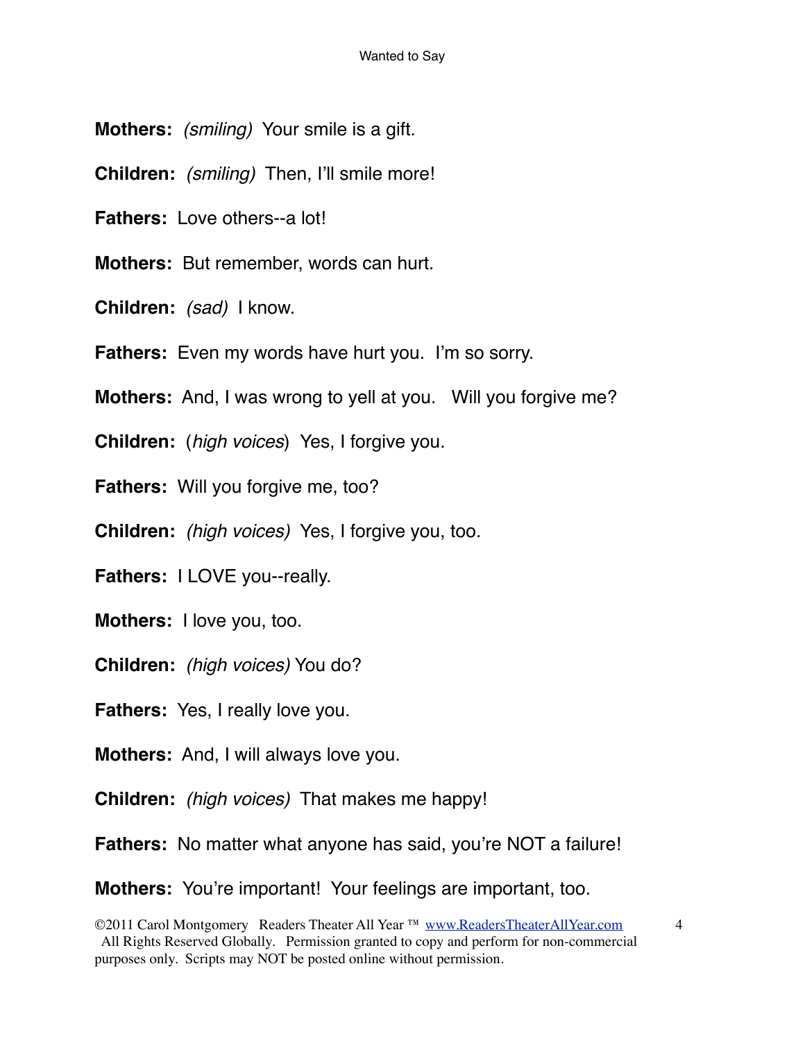**Mothers:** *(smiling)* Your smile is a gift.

**Children:** *(smiling)* Then, I'll smile more!

**Fathers:** Love others--a lot!

**Mothers:** But remember, words can hurt.

**Children:** *(sad)* I know.

**Fathers:** Even my words have hurt you. I'm so sorry.

**Mothers:** And, I was wrong to yell at you. Will you forgive me?

**Children:** (*high voices*) Yes, I forgive you.

**Fathers:** Will you forgive me, too?

**Children:** *(high voices)* Yes, I forgive you, too.

**Fathers:** I LOVE you--really.

**Mothers:** I love you, too.

**Children:** *(high voices)* You do?

**Fathers:** Yes, I really love you.

**Mothers:** And, I will always love you.

**Children:** *(high voices)* That makes me happy!

**Fathers:** No matter what anyone has said, you're NOT a failure!

**Mothers:** You're important! Your feelings are important, too.

©2011 Carol Montgomery Readers Theater All Year ™ [www.ReadersTheaterAllYear.com](http://www.ReadersTheaterAllYear.com) All Rights Reserved Globally. Permission granted to copy and perform for non-commercial purposes only. Scripts may NOT be posted online without permission.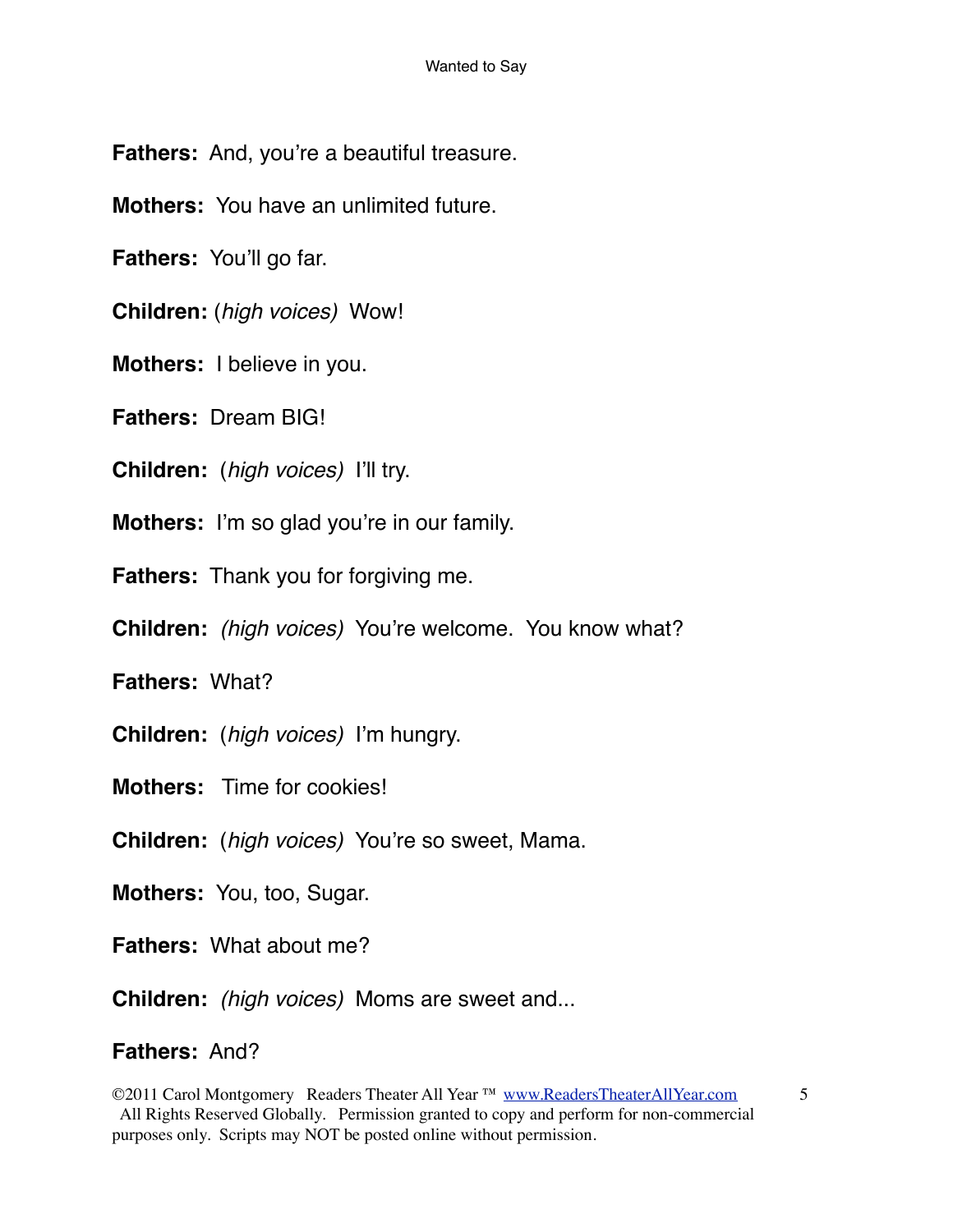**Fathers:** And, you're a beautiful treasure.

**Mothers:** You have an unlimited future.

**Fathers:** You'll go far.

**Children:** (*high voices)* Wow!

**Mothers:** I believe in you.

**Fathers:** Dream BIG!

**Children:** (*high voices)* I'll try.

**Mothers:** I'm so glad you're in our family.

**Fathers:** Thank you for forgiving me.

**Children:** *(high voices)* You're welcome. You know what?

**Fathers:** What?

**Children:** (*high voices)* I'm hungry.

**Mothers:** Time for cookies!

**Children:** (*high voices)* You're so sweet, Mama.

**Mothers:** You, too, Sugar.

**Fathers:** What about me?

**Children:** *(high voices)* Moms are sweet and...

**Fathers:** And?

©2011 Carol Montgomery Readers Theater All Year ™ www.ReadersTheaterAllYear.com All Rights Reserved Globally. Permission granted to copy and perform for non-commercial purposes only. Scripts may NOT be posted online without permission.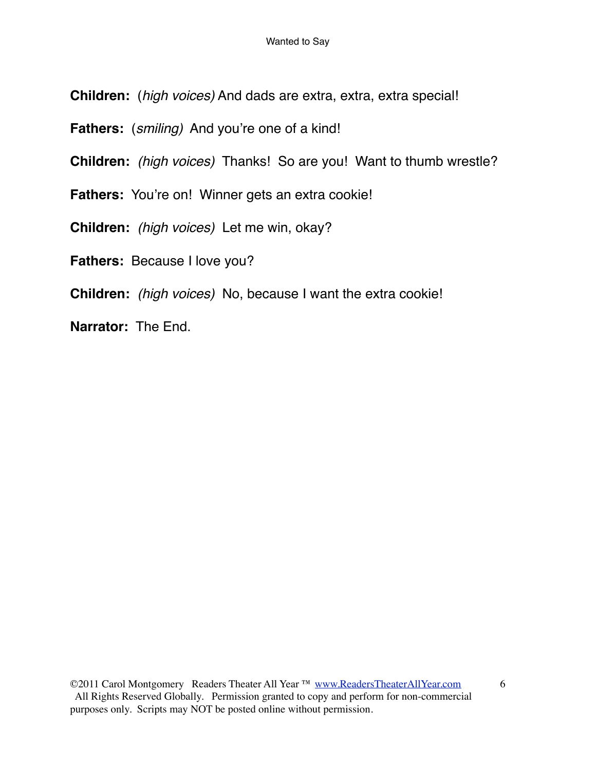**Children:** (*high voices)* And dads are extra, extra, extra special!

**Fathers:** (*smiling)* And you're one of a kind!

**Children:** *(high voices)* Thanks! So are you! Want to thumb wrestle?

**Fathers:** You're on! Winner gets an extra cookie!

**Children:** *(high voices)* Let me win, okay?

**Fathers:** Because I love you?

**Children:** *(high voices)* No, because I want the extra cookie!

**Narrator:** The End.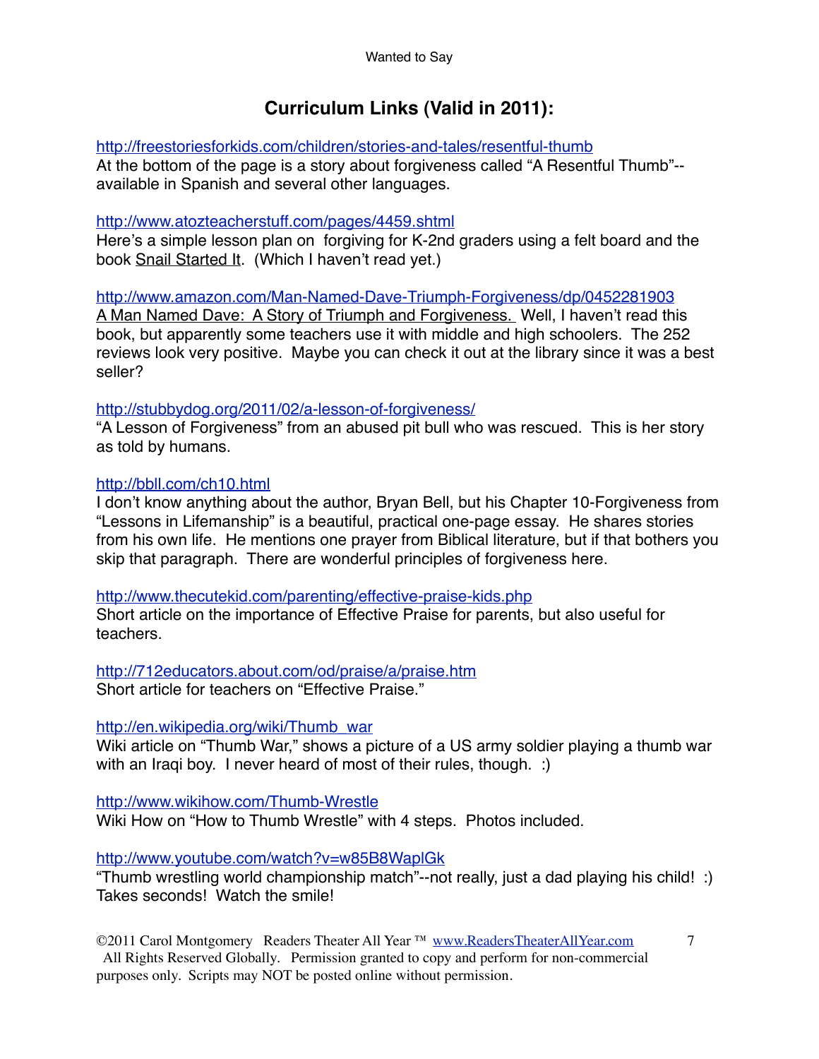## Curriculum Links (Valid in 2011):

http://freestoriesforkids.com/children/stories-and-tales/resentful-thumb
At the bottom of the page is a story about forgiveness called "A Resentful Thumb"--available in Spanish and several other languages.

http://www.atozteacherstuff.com/pages/4459.shtml
Here's a simple lesson plan on forgiving for K-2nd graders using a felt board and the book Snail Started It. (Which I haven't read yet.)

http://www.amazon.com/Man-Named-Dave-Triumph-Forgiveness/dp/0452281903
A Man Named Dave: A Story of Triumph and Forgiveness. Well, I haven't read this book, but apparently some teachers use it with middle and high schoolers. The 252 reviews look very positive. Maybe you can check it out at the library since it was a best seller?

http://stubbydog.org/2011/02/a-lesson-of-forgiveness/
"A Lesson of Forgiveness" from an abused pit bull who was rescued. This is her story as told by humans.

http://bbll.com/ch10.html
I don't know anything about the author, Bryan Bell, but his Chapter 10-Forgiveness from "Lessons in Lifemanship" is a beautiful, practical one-page essay. He shares stories from his own life. He mentions one prayer from Biblical literature, but if that bothers you skip that paragraph. There are wonderful principles of forgiveness here.

http://www.thecutekid.com/parenting/effective-praise-kids.php
Short article on the importance of Effective Praise for parents, but also useful for teachers.

http://712educators.about.com/od/praise/a/praise.htm
Short article for teachers on "Effective Praise."

http://en.wikipedia.org/wiki/Thumb_war
Wiki article on "Thumb War," shows a picture of a US army soldier playing a thumb war with an Iraqi boy. I never heard of most of their rules, though. :)

http://www.wikihow.com/Thumb-Wrestle
Wiki How on "How to Thumb Wrestle" with 4 steps. Photos included.

http://www.youtube.com/watch?v=w85B8WaplGk
"Thumb wrestling world championship match"--not really, just a dad playing his child! :) Takes seconds! Watch the smile!